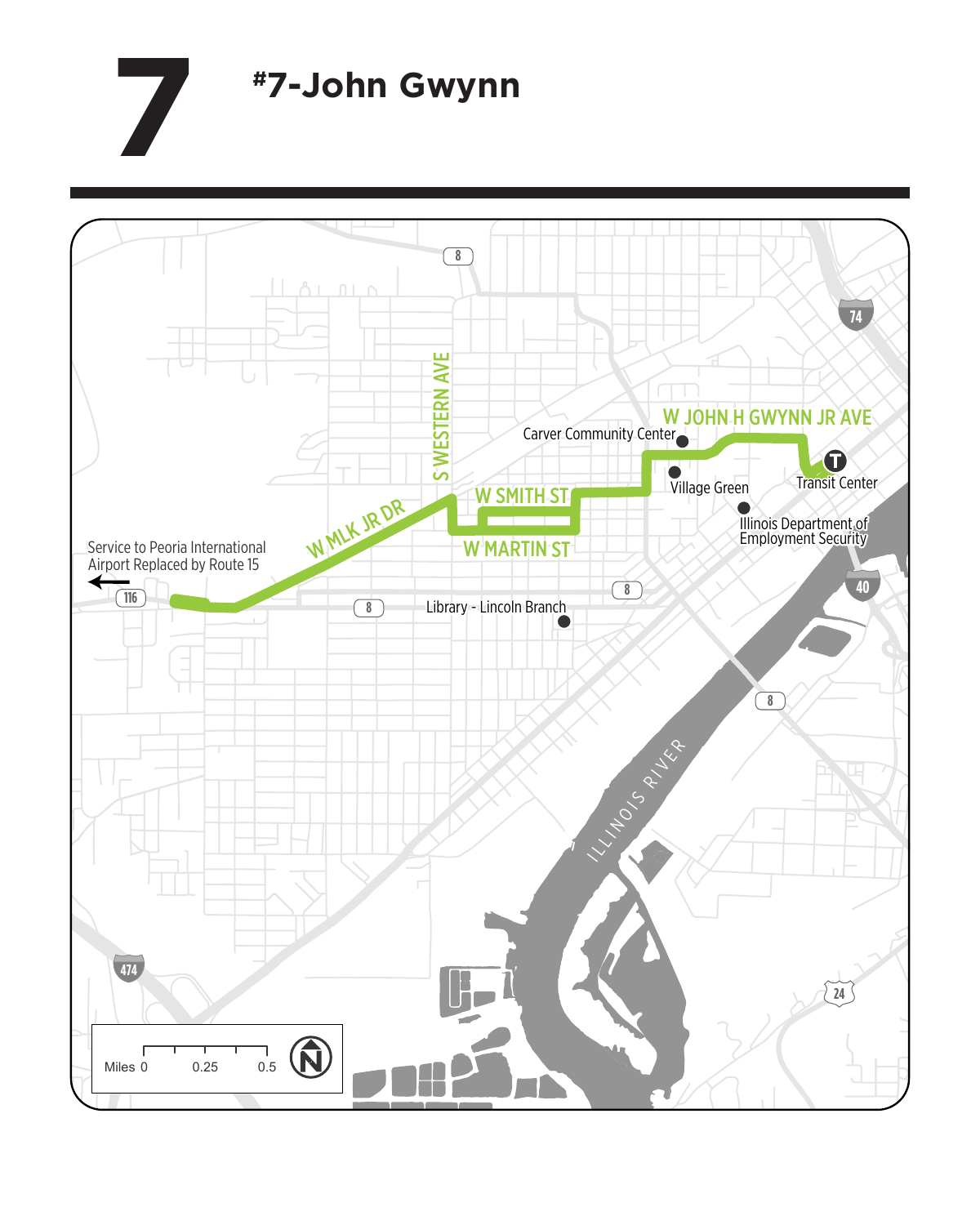# 7

# #7-John Gwynn

W JOHN H GWYNN JR AVE

Carver Community Center

Village Green

Transit Center

Illinois Department of Employment Security

S WESTERN AVE

W SMITH ST

W MARTIN ST

W MLK JR DR

Service to Peoria International Airport Replaced by Route 15

Library - Lincoln Branch

ILLINOIS RIVER

8

74

40

116

474

24

Miles 0 0.25 0.5

N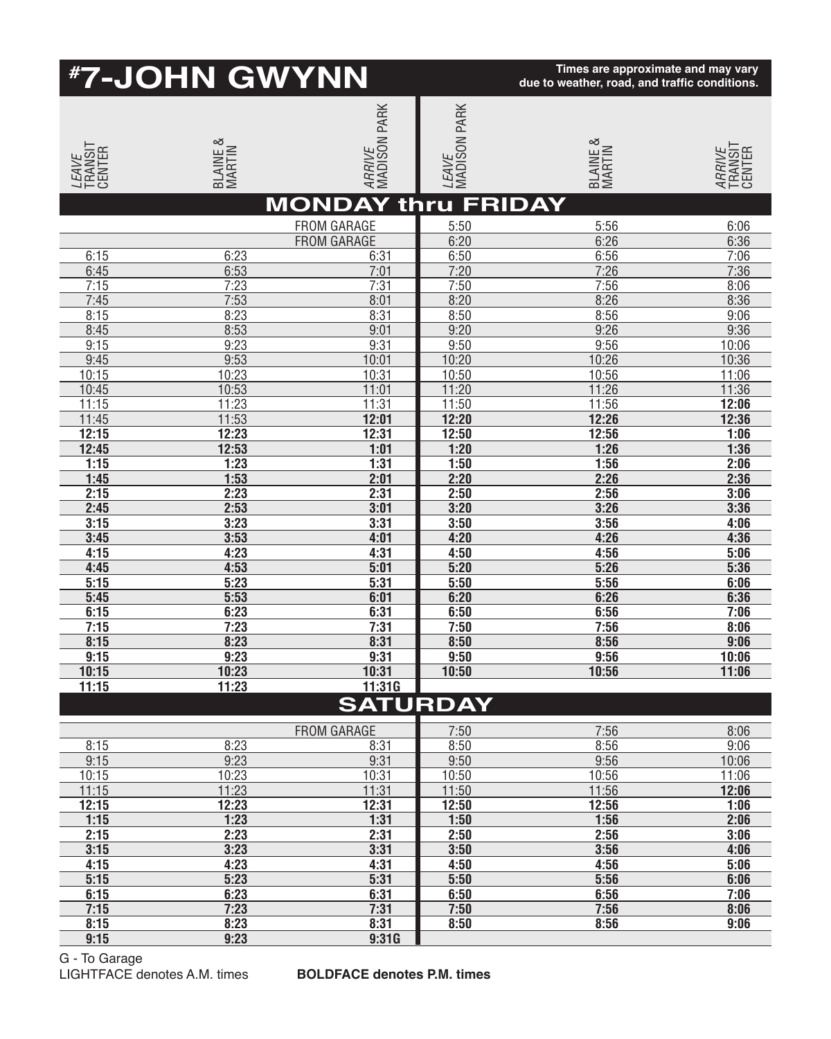# #7-JOHN GWYNN

**Times are approximate and may vary due to weather, road, and traffic conditions.**

| *LEAVE* TRANSIT CENTER | BLAINE & MARTIN | *ARRIVE* MADISON PARK | *LEAVE* MADISON PARK | BLAINE & MARTIN | *ARRIVE* TRANSIT CENTER |
|---|---|---|---|---|---|
| **MONDAY thru FRIDAY** | | | | | |
| | | FROM GARAGE | 5:50 | 5:56 | 6:06 |
| | | FROM GARAGE | 6:20 | 6:26 | 6:36 |
| 6:15 | 6:23 | 6:31 | 6:50 | 6:56 | 7:06 |
| 6:45 | 6:53 | 7:01 | 7:20 | 7:26 | 7:36 |
| 7:15 | 7:23 | 7:31 | 7:50 | 7:56 | 8:06 |
| 7:45 | 7:53 | 8:01 | 8:20 | 8:26 | 8:36 |
| 8:15 | 8:23 | 8:31 | 8:50 | 8:56 | 9:06 |
| 8:45 | 8:53 | 9:01 | 9:20 | 9:26 | 9:36 |
| 9:15 | 9:23 | 9:31 | 9:50 | 9:56 | 10:06 |
| 9:45 | 9:53 | 10:01 | 10:20 | 10:26 | 10:36 |
| 10:15 | 10:23 | 10:31 | 10:50 | 10:56 | 11:06 |
| 10:45 | 10:53 | 11:01 | 11:20 | 11:26 | 11:36 |
| 11:15 | 11:23 | 11:31 | 11:50 | 11:56 | **12:06** |
| 11:45 | 11:53 | **12:01** | **12:20** | **12:26** | **12:36** |
| **12:15** | **12:23** | **12:31** | **12:50** | **12:56** | **1:06** |
| **12:45** | **12:53** | **1:01** | **1:20** | **1:26** | **1:36** |
| **1:15** | **1:23** | **1:31** | **1:50** | **1:56** | **2:06** |
| **1:45** | **1:53** | **2:01** | **2:20** | **2:26** | **2:36** |
| **2:15** | **2:23** | **2:31** | **2:50** | **2:56** | **3:06** |
| **2:45** | **2:53** | **3:01** | **3:20** | **3:26** | **3:36** |
| **3:15** | **3:23** | **3:31** | **3:50** | **3:56** | **4:06** |
| **3:45** | **3:53** | **4:01** | **4:20** | **4:26** | **4:36** |
| **4:15** | **4:23** | **4:31** | **4:50** | **4:56** | **5:06** |
| **4:45** | **4:53** | **5:01** | **5:20** | **5:26** | **5:36** |
| **5:15** | **5:23** | **5:31** | **5:50** | **5:56** | **6:06** |
| **5:45** | **5:53** | **6:01** | **6:20** | **6:26** | **6:36** |
| **6:15** | **6:23** | **6:31** | **6:50** | **6:56** | **7:06** |
| **7:15** | **7:23** | **7:31** | **7:50** | **7:56** | **8:06** |
| **8:15** | **8:23** | **8:31** | **8:50** | **8:56** | **9:06** |
| **9:15** | **9:23** | **9:31** | **9:50** | **9:56** | **10:06** |
| **10:15** | **10:23** | **10:31** | **10:50** | **10:56** | **11:06** |
| **11:15** | **11:23** | **11:31G** | | | |
| **SATURDAY** | | | | | |
| | | FROM GARAGE | 7:50 | 7:56 | 8:06 |
| 8:15 | 8:23 | 8:31 | 8:50 | 8:56 | 9:06 |
| 9:15 | 9:23 | 9:31 | 9:50 | 9:56 | 10:06 |
| 10:15 | 10:23 | 10:31 | 10:50 | 10:56 | 11:06 |
| 11:15 | 11:23 | 11:31 | 11:50 | 11:56 | **12:06** |
| **12:15** | **12:23** | **12:31** | **12:50** | **12:56** | **1:06** |
| **1:15** | **1:23** | **1:31** | **1:50** | **1:56** | **2:06** |
| **2:15** | **2:23** | **2:31** | **2:50** | **2:56** | **3:06** |
| **3:15** | **3:23** | **3:31** | **3:50** | **3:56** | **4:06** |
| **4:15** | **4:23** | **4:31** | **4:50** | **4:56** | **5:06** |
| **5:15** | **5:23** | **5:31** | **5:50** | **5:56** | **6:06** |
| **6:15** | **6:23** | **6:31** | **6:50** | **6:56** | **7:06** |
| **7:15** | **7:23** | **7:31** | **7:50** | **7:56** | **8:06** |
| **8:15** | **8:23** | **8:31** | **8:50** | **8:56** | **9:06** |
| **9:15** | **9:23** | **9:31G** | | | |

G - To Garage

LIGHTFACE denotes A.M. times

**BOLDFACE denotes P.M. times**